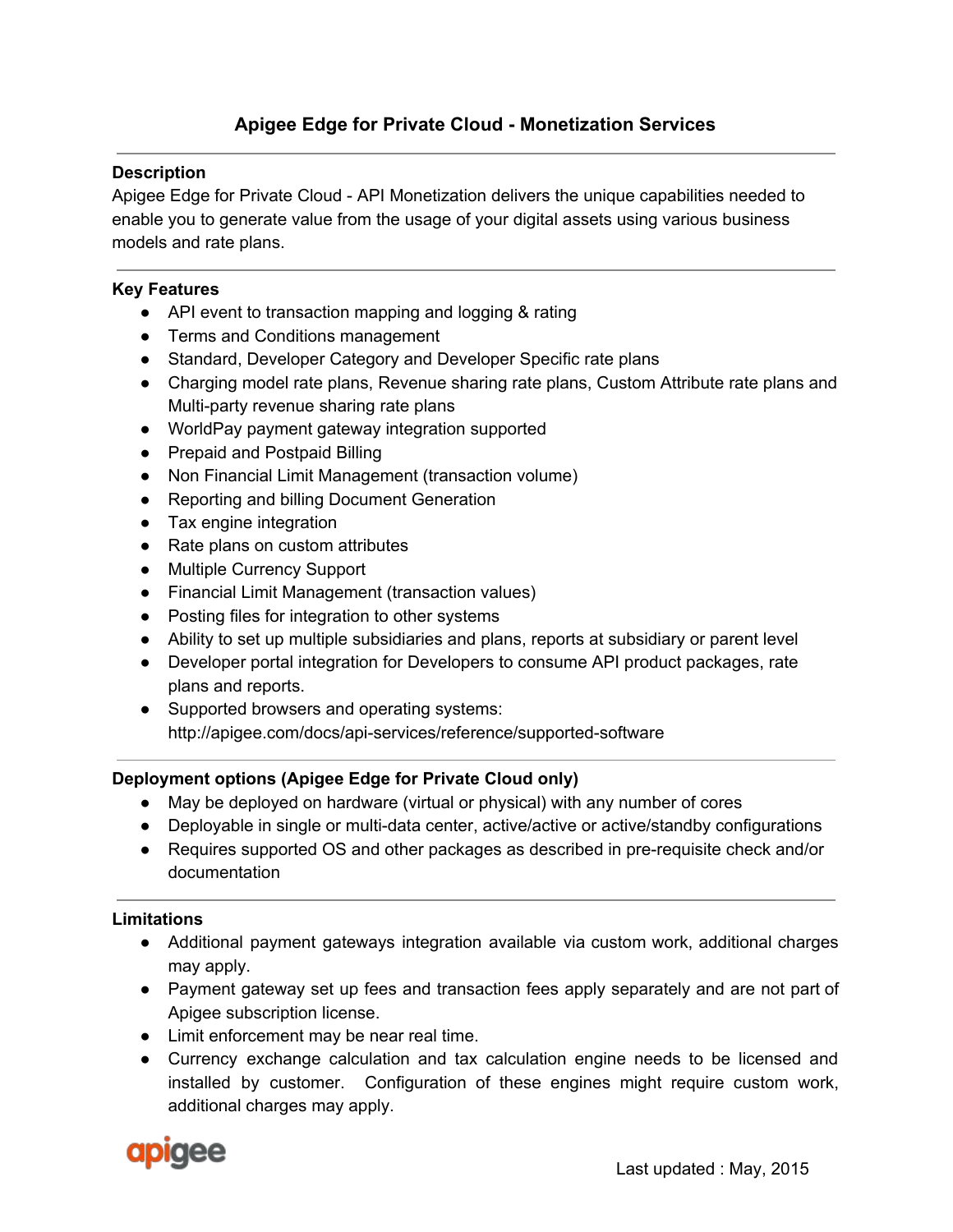# Apigee Edge for Private Cloud - Monetization Services

## Description

Apigee Edge for Private Cloud - API Monetization delivers the unique capabilities needed to enable you to generate value from the usage of your digital assets using various business models and rate plans.

## Key Features

- API event to transaction mapping and logging & rating
- Terms and Conditions management
- Standard, Developer Category and Developer Specific rate plans
- Charging model rate plans, Revenue sharing rate plans, Custom Attribute rate plans and Multi-party revenue sharing rate plans
- WorldPay payment gateway integration supported
- Prepaid and Postpaid Billing
- Non Financial Limit Management (transaction volume)
- Reporting and billing Document Generation
- Tax engine integration
- Rate plans on custom attributes
- Multiple Currency Support
- Financial Limit Management (transaction values)
- Posting files for integration to other systems
- Ability to set up multiple subsidiaries and plans, reports at subsidiary or parent level
- Developer portal integration for Developers to consume API product packages, rate plans and reports.
- Supported browsers and operating systems: http://apigee.com/docs/api-services/reference/supported-software

## Deployment options (Apigee Edge for Private Cloud only)

- May be deployed on hardware (virtual or physical) with any number of cores
- Deployable in single or multi-data center, active/active or active/standby configurations
- Requires supported OS and other packages as described in pre-requisite check and/or documentation

## Limitations

- Additional payment gateways integration available via custom work, additional charges may apply.
- Payment gateway set up fees and transaction fees apply separately and are not part of Apigee subscription license.
- Limit enforcement may be near real time.
- Currency exchange calculation and tax calculation engine needs to be licensed and installed by customer. Configuration of these engines might require custom work, additional charges may apply.

Last updated : May, 2015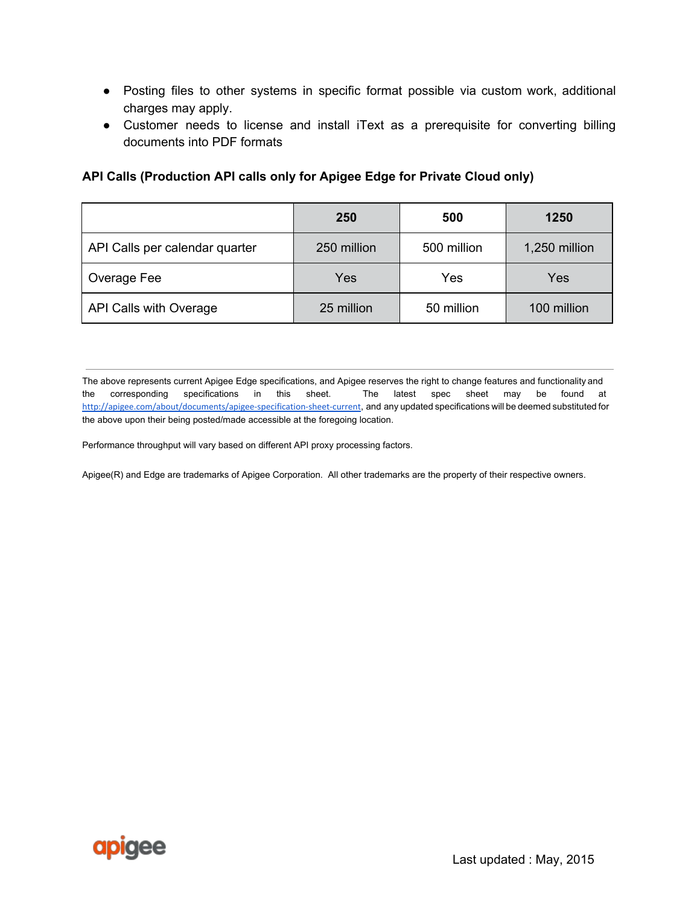- Posting files to other systems in specific format possible via custom work, additional charges may apply.
- Customer needs to license and install iText as a prerequisite for converting billing documents into PDF formats

### API Calls (Production API calls only for Apigee Edge for Private Cloud only)

| | 250 | 500 | 1250 |
|---|---|---|---|
| API Calls per calendar quarter | 250 million | 500 million | 1,250 million |
| Overage Fee | Yes | Yes | Yes |
| API Calls with Overage | 25 million | 50 million | 100 million |

---

The above represents current Apigee Edge specifications, and Apigee reserves the right to change features and functionality and the corresponding specifications in this sheet. The latest spec sheet may be found at http://apigee.com/about/documents/apigee-specification-sheet-current, and any updated specifications will be deemed substituted for the above upon their being posted/made accessible at the foregoing location.

Performance throughput will vary based on different API proxy processing factors.

Apigee(R) and Edge are trademarks of Apigee Corporation. All other trademarks are the property of their respective owners.

apigee

Last updated : May, 2015